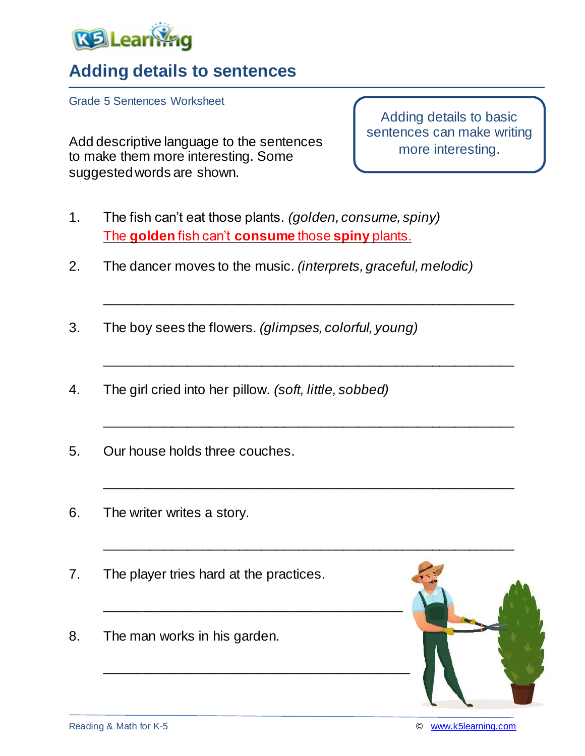# Adding details to sentences

Grade 5 Sentences Worksheet

Add descriptive language to the sentences to make them more interesting. Some suggested words are shown.

> Adding details to basic sentences can make writing more interesting.

1. The fish can't eat those plants. *(golden, consume, spiny)*
   The **golden** fish can't **consume** those **spiny** plants.

2. The dancer moves to the music. *(interprets, graceful, melodic)*

   ______________________________________________

3. The boy sees the flowers. *(glimpses, colorful, young)*

   ______________________________________________

4. The girl cried into her pillow. *(soft, little, sobbed)*

   ______________________________________________

5. Our house holds three couches.

   ______________________________________________

6. The writer writes a story.

   ______________________________________________

7. The player tries hard at the practices.

   __________________________________

8. The man works in his garden.

   __________________________________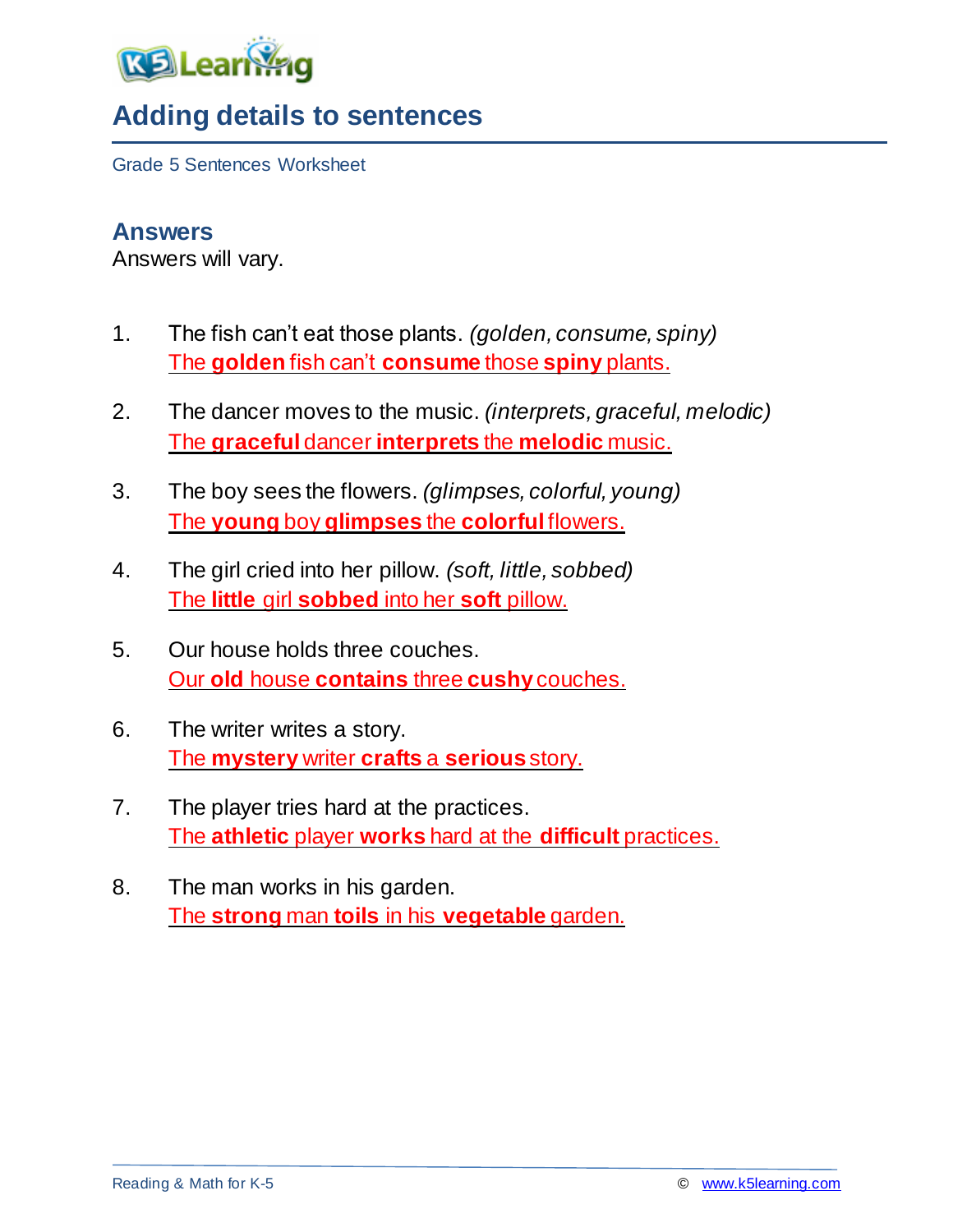# Adding details to sentences

Grade 5 Sentences Worksheet

## Answers

Answers will vary.

1. The fish can't eat those plants. *(golden, consume, spiny)*
   The **golden** fish can't **consume** those **spiny** plants.

2. The dancer moves to the music. *(interprets, graceful, melodic)*
   The **graceful** dancer **interprets** the **melodic** music.

3. The boy sees the flowers. *(glimpses, colorful, young)*
   The **young** boy **glimpses** the **colorful** flowers.

4. The girl cried into her pillow. *(soft, little, sobbed)*
   The **little** girl **sobbed** into her **soft** pillow.

5. Our house holds three couches.
   Our **old** house **contains** three **cushy** couches.

6. The writer writes a story.
   The **mystery** writer **crafts** a **serious** story.

7. The player tries hard at the practices.
   The **athletic** player **works** hard at the **difficult** practices.

8. The man works in his garden.
   The **strong** man **toils** in his **vegetable** garden.